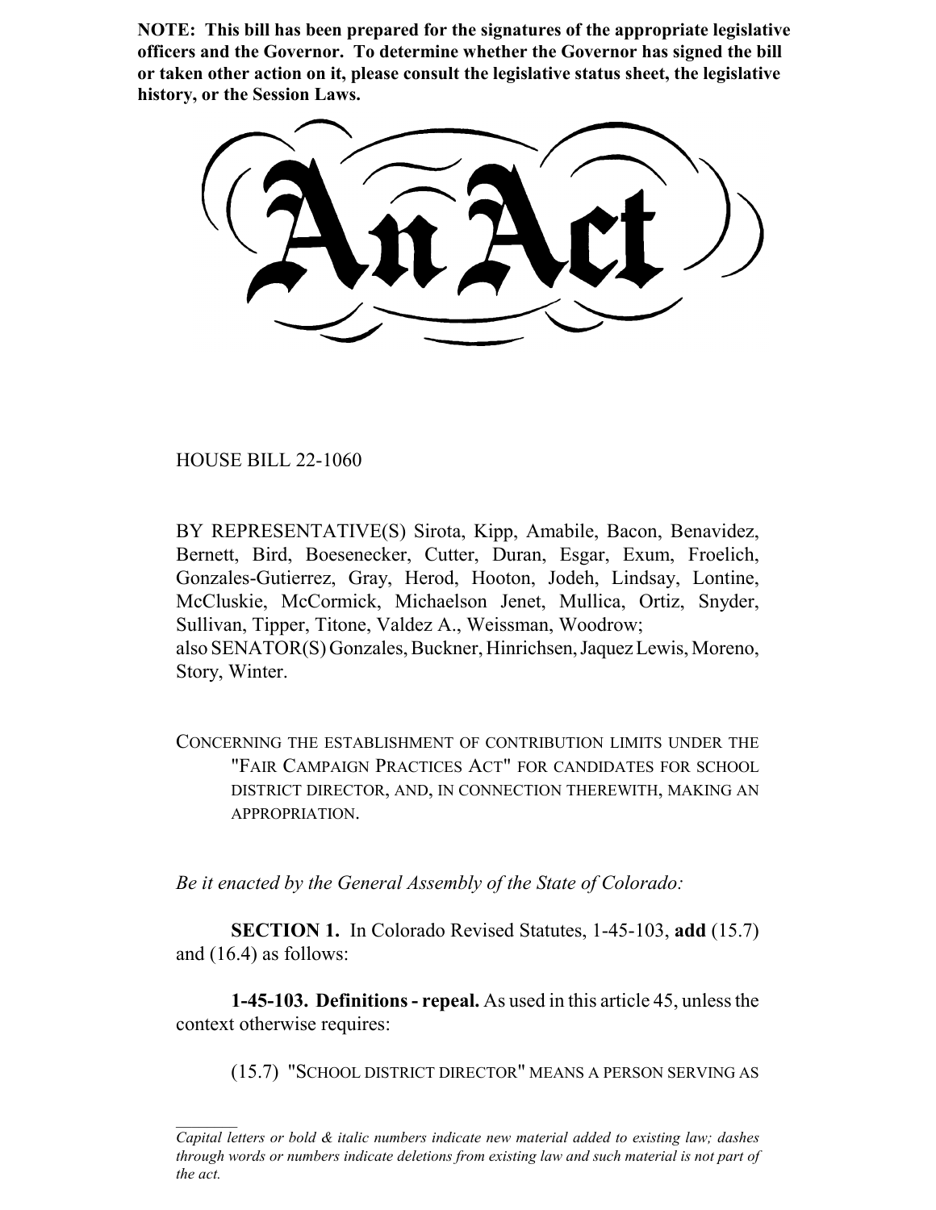**NOTE: This bill has been prepared for the signatures of the appropriate legislative officers and the Governor. To determine whether the Governor has signed the bill or taken other action on it, please consult the legislative status sheet, the legislative history, or the Session Laws.**

# An Act

HOUSE BILL 22-1060

BY REPRESENTATIVE(S) Sirota, Kipp, Amabile, Bacon, Benavidez, Bernett, Bird, Boesenecker, Cutter, Duran, Esgar, Exum, Froelich, Gonzales-Gutierrez, Gray, Herod, Hooton, Jodeh, Lindsay, Lontine, McCluskie, McCormick, Michaelson Jenet, Mullica, Ortiz, Snyder, Sullivan, Tipper, Titone, Valdez A., Weissman, Woodrow;
also SENATOR(S) Gonzales, Buckner, Hinrichsen, Jaquez Lewis, Moreno, Story, Winter.

CONCERNING THE ESTABLISHMENT OF CONTRIBUTION LIMITS UNDER THE "FAIR CAMPAIGN PRACTICES ACT" FOR CANDIDATES FOR SCHOOL DISTRICT DIRECTOR, AND, IN CONNECTION THEREWITH, MAKING AN APPROPRIATION.

*Be it enacted by the General Assembly of the State of Colorado:*

**SECTION 1.** In Colorado Revised Statutes, 1-45-103, **add** (15.7) and (16.4) as follows:

**1-45-103. Definitions - repeal.** As used in this article 45, unless the context otherwise requires:

(15.7) "SCHOOL DISTRICT DIRECTOR" MEANS A PERSON SERVING AS

*Capital letters or bold & italic numbers indicate new material added to existing law; dashes through words or numbers indicate deletions from existing law and such material is not part of the act.*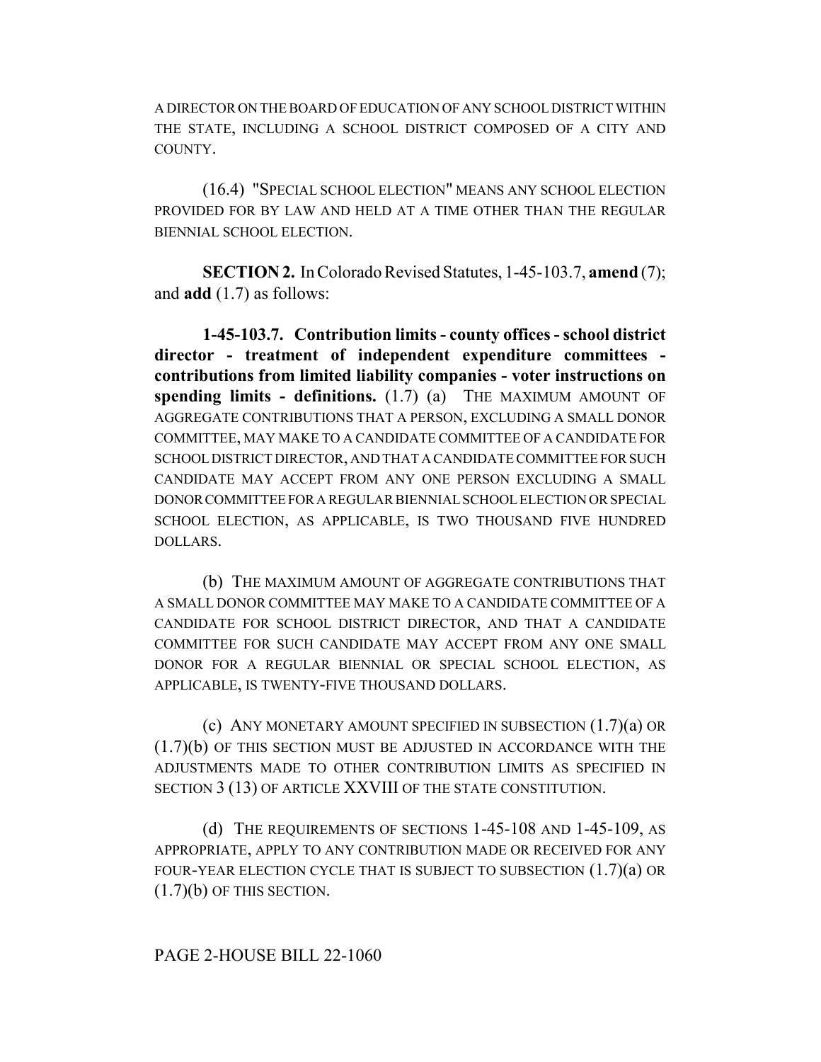A DIRECTOR ON THE BOARD OF EDUCATION OF ANY SCHOOL DISTRICT WITHIN THE STATE, INCLUDING A SCHOOL DISTRICT COMPOSED OF A CITY AND COUNTY.

(16.4) "SPECIAL SCHOOL ELECTION" MEANS ANY SCHOOL ELECTION PROVIDED FOR BY LAW AND HELD AT A TIME OTHER THAN THE REGULAR BIENNIAL SCHOOL ELECTION.

**SECTION 2.** In Colorado Revised Statutes, 1-45-103.7, **amend** (7); and **add** (1.7) as follows:

**1-45-103.7. Contribution limits - county offices - school district director - treatment of independent expenditure committees - contributions from limited liability companies - voter instructions on spending limits - definitions.** (1.7) (a) THE MAXIMUM AMOUNT OF AGGREGATE CONTRIBUTIONS THAT A PERSON, EXCLUDING A SMALL DONOR COMMITTEE, MAY MAKE TO A CANDIDATE COMMITTEE OF A CANDIDATE FOR SCHOOL DISTRICT DIRECTOR, AND THAT A CANDIDATE COMMITTEE FOR SUCH CANDIDATE MAY ACCEPT FROM ANY ONE PERSON EXCLUDING A SMALL DONOR COMMITTEE FOR A REGULAR BIENNIAL SCHOOL ELECTION OR SPECIAL SCHOOL ELECTION, AS APPLICABLE, IS TWO THOUSAND FIVE HUNDRED DOLLARS.

(b) THE MAXIMUM AMOUNT OF AGGREGATE CONTRIBUTIONS THAT A SMALL DONOR COMMITTEE MAY MAKE TO A CANDIDATE COMMITTEE OF A CANDIDATE FOR SCHOOL DISTRICT DIRECTOR, AND THAT A CANDIDATE COMMITTEE FOR SUCH CANDIDATE MAY ACCEPT FROM ANY ONE SMALL DONOR FOR A REGULAR BIENNIAL OR SPECIAL SCHOOL ELECTION, AS APPLICABLE, IS TWENTY-FIVE THOUSAND DOLLARS.

(c) ANY MONETARY AMOUNT SPECIFIED IN SUBSECTION (1.7)(a) OR (1.7)(b) OF THIS SECTION MUST BE ADJUSTED IN ACCORDANCE WITH THE ADJUSTMENTS MADE TO OTHER CONTRIBUTION LIMITS AS SPECIFIED IN SECTION 3 (13) OF ARTICLE XXVIII OF THE STATE CONSTITUTION.

(d) THE REQUIREMENTS OF SECTIONS 1-45-108 AND 1-45-109, AS APPROPRIATE, APPLY TO ANY CONTRIBUTION MADE OR RECEIVED FOR ANY FOUR-YEAR ELECTION CYCLE THAT IS SUBJECT TO SUBSECTION (1.7)(a) OR (1.7)(b) OF THIS SECTION.

PAGE 2-HOUSE BILL 22-1060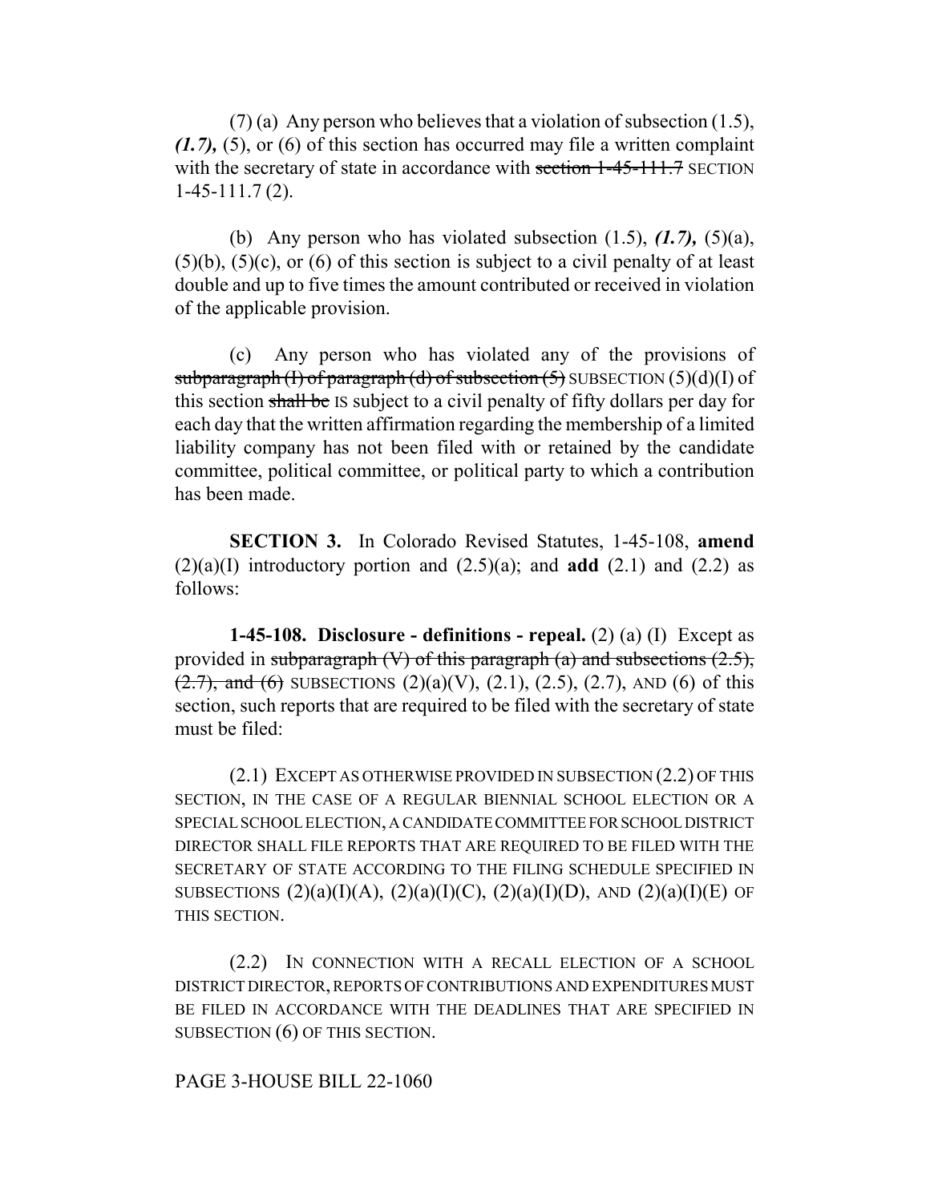(7) (a) Any person who believes that a violation of subsection (1.5), ***(1.7),*** (5), or (6) of this section has occurred may file a written complaint with the secretary of state in accordance with ~~section 1-45-111.7~~ SECTION 1-45-111.7 (2).

(b) Any person who has violated subsection (1.5), ***(1.7),*** (5)(a), (5)(b), (5)(c), or (6) of this section is subject to a civil penalty of at least double and up to five times the amount contributed or received in violation of the applicable provision.

(c) Any person who has violated any of the provisions of ~~subparagraph (I) of paragraph (d) of subsection (5)~~ SUBSECTION (5)(d)(I) of this section ~~shall be~~ IS subject to a civil penalty of fifty dollars per day for each day that the written affirmation regarding the membership of a limited liability company has not been filed with or retained by the candidate committee, political committee, or political party to which a contribution has been made.

**SECTION 3.** In Colorado Revised Statutes, 1-45-108, **amend** (2)(a)(I) introductory portion and (2.5)(a); and **add** (2.1) and (2.2) as follows:

**1-45-108. Disclosure - definitions - repeal.** (2) (a) (I) Except as provided in ~~subparagraph (V) of this paragraph (a) and subsections (2.5), (2.7), and (6)~~ SUBSECTIONS (2)(a)(V), (2.1), (2.5), (2.7), AND (6) of this section, such reports that are required to be filed with the secretary of state must be filed:

(2.1) EXCEPT AS OTHERWISE PROVIDED IN SUBSECTION (2.2) OF THIS SECTION, IN THE CASE OF A REGULAR BIENNIAL SCHOOL ELECTION OR A SPECIAL SCHOOL ELECTION, A CANDIDATE COMMITTEE FOR SCHOOL DISTRICT DIRECTOR SHALL FILE REPORTS THAT ARE REQUIRED TO BE FILED WITH THE SECRETARY OF STATE ACCORDING TO THE FILING SCHEDULE SPECIFIED IN SUBSECTIONS (2)(a)(I)(A), (2)(a)(I)(C), (2)(a)(I)(D), AND (2)(a)(I)(E) OF THIS SECTION.

(2.2) IN CONNECTION WITH A RECALL ELECTION OF A SCHOOL DISTRICT DIRECTOR, REPORTS OF CONTRIBUTIONS AND EXPENDITURES MUST BE FILED IN ACCORDANCE WITH THE DEADLINES THAT ARE SPECIFIED IN SUBSECTION (6) OF THIS SECTION.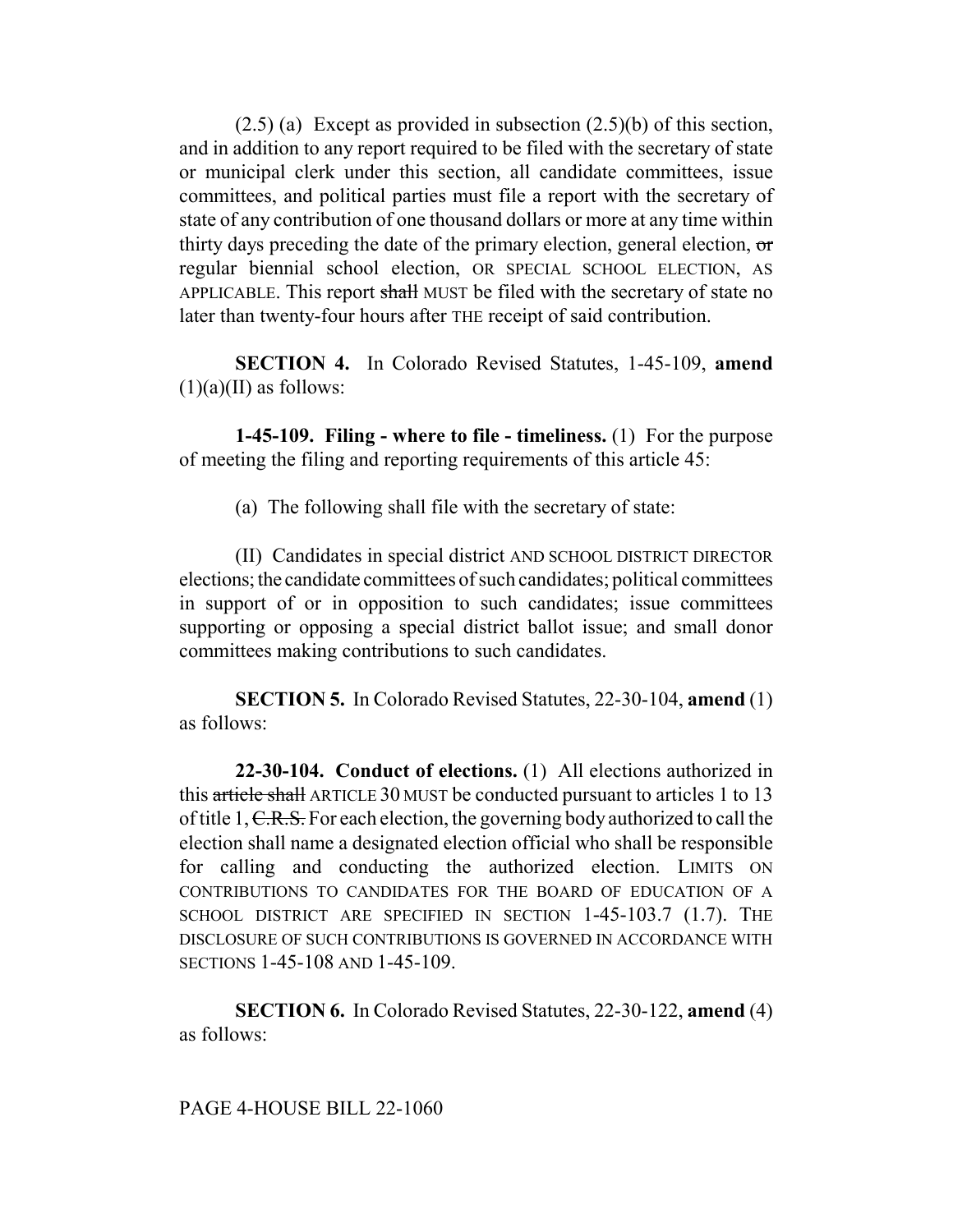(2.5) (a) Except as provided in subsection (2.5)(b) of this section, and in addition to any report required to be filed with the secretary of state or municipal clerk under this section, all candidate committees, issue committees, and political parties must file a report with the secretary of state of any contribution of one thousand dollars or more at any time within thirty days preceding the date of the primary election, general election, ~~or~~ regular biennial school election, OR SPECIAL SCHOOL ELECTION, AS APPLICABLE. This report ~~shall~~ MUST be filed with the secretary of state no later than twenty-four hours after THE receipt of said contribution.

**SECTION 4.** In Colorado Revised Statutes, 1-45-109, **amend** (1)(a)(II) as follows:

**1-45-109. Filing - where to file - timeliness.** (1) For the purpose of meeting the filing and reporting requirements of this article 45:

(a) The following shall file with the secretary of state:

(II) Candidates in special district AND SCHOOL DISTRICT DIRECTOR elections; the candidate committees of such candidates; political committees in support of or in opposition to such candidates; issue committees supporting or opposing a special district ballot issue; and small donor committees making contributions to such candidates.

**SECTION 5.** In Colorado Revised Statutes, 22-30-104, **amend** (1) as follows:

**22-30-104. Conduct of elections.** (1) All elections authorized in this ~~article shall~~ ARTICLE 30 MUST be conducted pursuant to articles 1 to 13 of title 1, ~~C.R.S.~~ For each election, the governing body authorized to call the election shall name a designated election official who shall be responsible for calling and conducting the authorized election. LIMITS ON CONTRIBUTIONS TO CANDIDATES FOR THE BOARD OF EDUCATION OF A SCHOOL DISTRICT ARE SPECIFIED IN SECTION 1-45-103.7 (1.7). THE DISCLOSURE OF SUCH CONTRIBUTIONS IS GOVERNED IN ACCORDANCE WITH SECTIONS 1-45-108 AND 1-45-109.

**SECTION 6.** In Colorado Revised Statutes, 22-30-122, **amend** (4) as follows: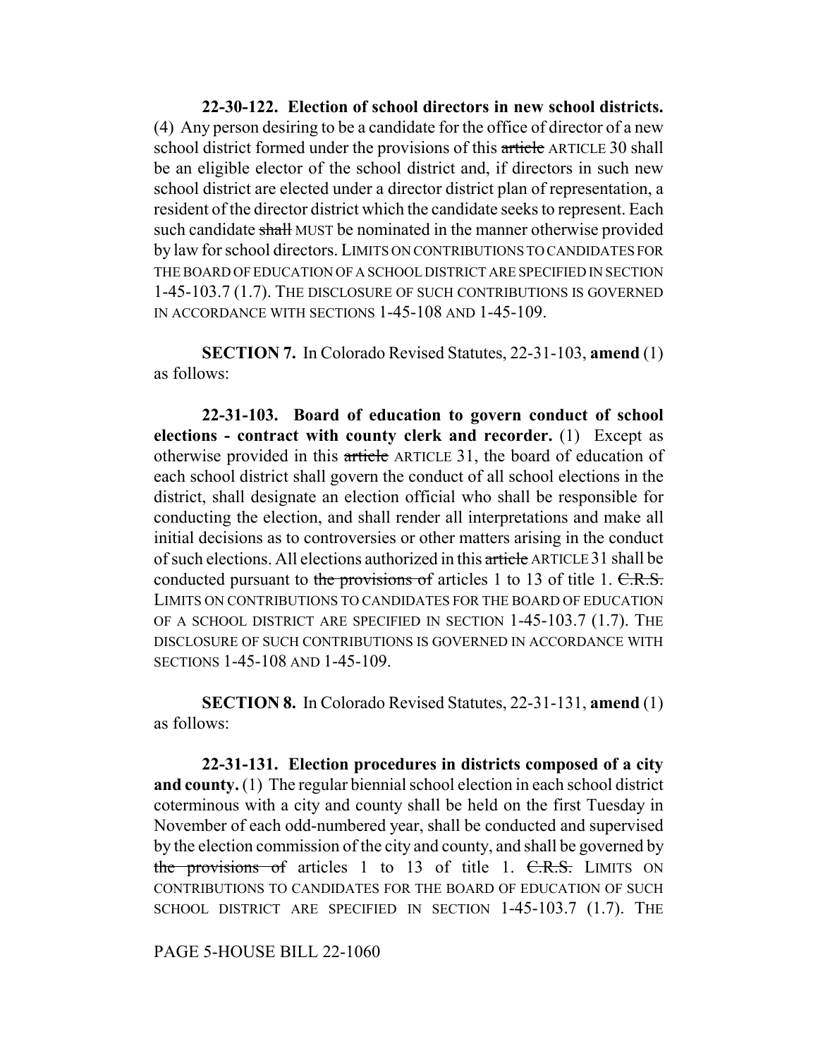**22-30-122. Election of school directors in new school districts.** (4) Any person desiring to be a candidate for the office of director of a new school district formed under the provisions of this ~~article~~ ARTICLE 30 shall be an eligible elector of the school district and, if directors in such new school district are elected under a director district plan of representation, a resident of the director district which the candidate seeks to represent. Each such candidate ~~shall~~ MUST be nominated in the manner otherwise provided by law for school directors. LIMITS ON CONTRIBUTIONS TO CANDIDATES FOR THE BOARD OF EDUCATION OF A SCHOOL DISTRICT ARE SPECIFIED IN SECTION 1-45-103.7 (1.7). THE DISCLOSURE OF SUCH CONTRIBUTIONS IS GOVERNED IN ACCORDANCE WITH SECTIONS 1-45-108 AND 1-45-109.

**SECTION 7.** In Colorado Revised Statutes, 22-31-103, **amend** (1) as follows:

**22-31-103. Board of education to govern conduct of school elections - contract with county clerk and recorder.** (1) Except as otherwise provided in this ~~article~~ ARTICLE 31, the board of education of each school district shall govern the conduct of all school elections in the district, shall designate an election official who shall be responsible for conducting the election, and shall render all interpretations and make all initial decisions as to controversies or other matters arising in the conduct of such elections. All elections authorized in this ~~article~~ ARTICLE 31 shall be conducted pursuant to ~~the provisions of~~ articles 1 to 13 of title 1. ~~C.R.S.~~ LIMITS ON CONTRIBUTIONS TO CANDIDATES FOR THE BOARD OF EDUCATION OF A SCHOOL DISTRICT ARE SPECIFIED IN SECTION 1-45-103.7 (1.7). THE DISCLOSURE OF SUCH CONTRIBUTIONS IS GOVERNED IN ACCORDANCE WITH SECTIONS 1-45-108 AND 1-45-109.

**SECTION 8.** In Colorado Revised Statutes, 22-31-131, **amend** (1) as follows:

**22-31-131. Election procedures in districts composed of a city and county.** (1) The regular biennial school election in each school district coterminous with a city and county shall be held on the first Tuesday in November of each odd-numbered year, shall be conducted and supervised by the election commission of the city and county, and shall be governed by ~~the provisions of~~ articles 1 to 13 of title 1. ~~C.R.S.~~ LIMITS ON CONTRIBUTIONS TO CANDIDATES FOR THE BOARD OF EDUCATION OF SUCH SCHOOL DISTRICT ARE SPECIFIED IN SECTION 1-45-103.7 (1.7). THE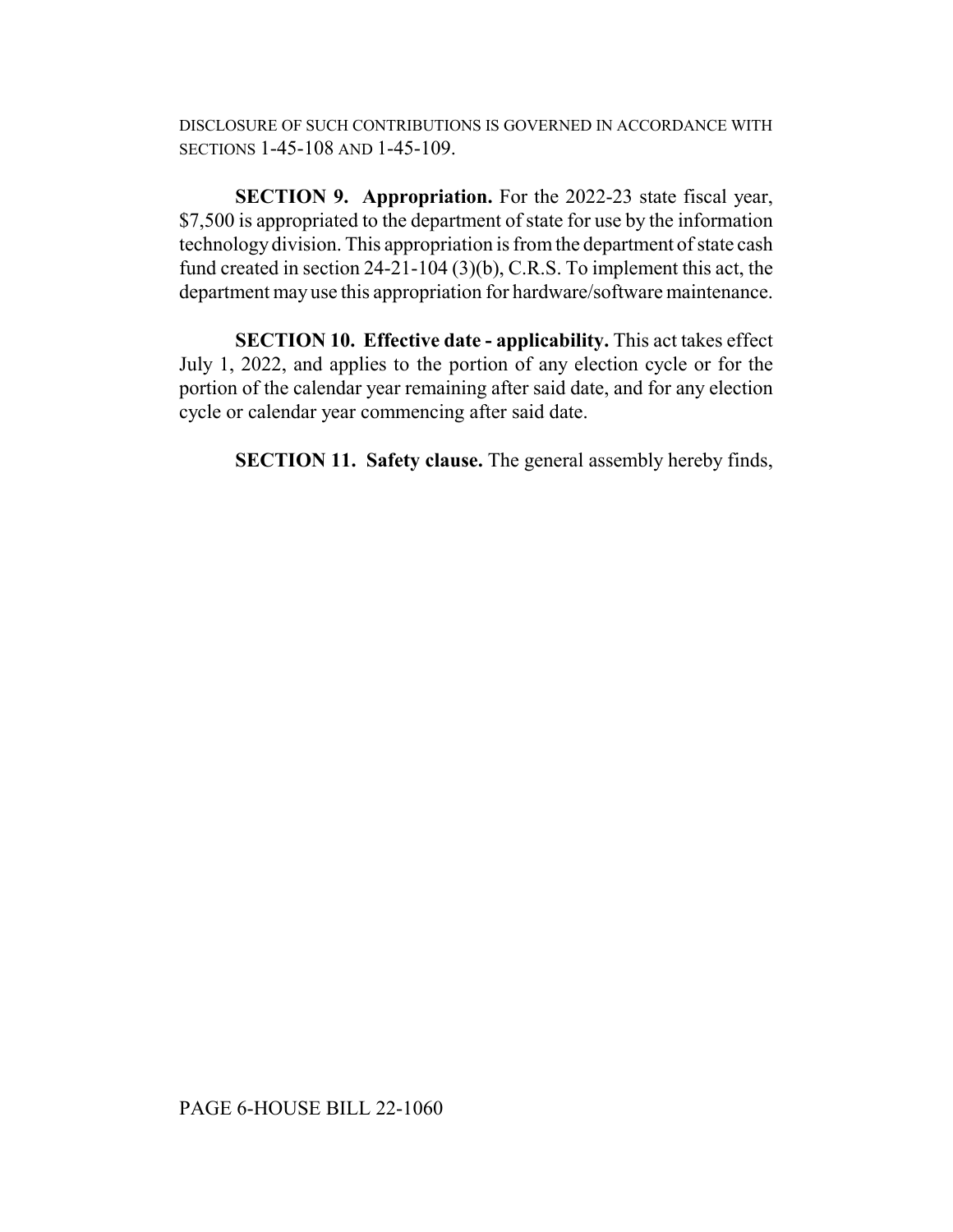DISCLOSURE OF SUCH CONTRIBUTIONS IS GOVERNED IN ACCORDANCE WITH SECTIONS 1-45-108 AND 1-45-109.

**SECTION 9. Appropriation.** For the 2022-23 state fiscal year, $7,500 is appropriated to the department of state for use by the information technology division. This appropriation is from the department of state cash fund created in section 24-21-104 (3)(b), C.R.S. To implement this act, the department may use this appropriation for hardware/software maintenance.

**SECTION 10. Effective date - applicability.** This act takes effect July 1, 2022, and applies to the portion of any election cycle or for the portion of the calendar year remaining after said date, and for any election cycle or calendar year commencing after said date.

**SECTION 11. Safety clause.** The general assembly hereby finds,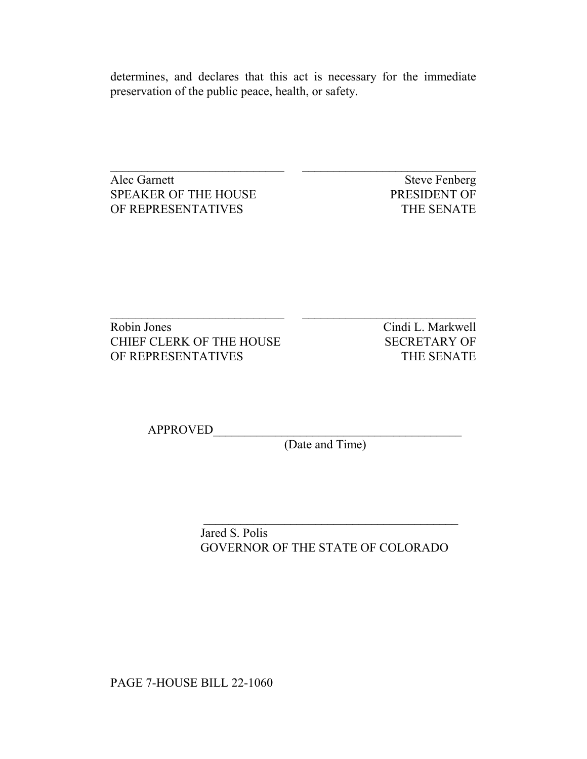determines, and declares that this act is necessary for the immediate preservation of the public peace, health, or safety.

| | |
|---|---|
| \_\_\_\_\_\_\_\_\_\_\_\_\_\_\_\_\_\_\_\_\_\_\_\_\_\_\_\_ | \_\_\_\_\_\_\_\_\_\_\_\_\_\_\_\_\_\_\_\_\_\_\_\_\_\_\_\_ |
| Alec Garnett | Steve Fenberg |
| SPEAKER OF THE HOUSE OF REPRESENTATIVES | PRESIDENT OF THE SENATE |

| | |
|---|---|
| \_\_\_\_\_\_\_\_\_\_\_\_\_\_\_\_\_\_\_\_\_\_\_\_\_\_\_\_ | \_\_\_\_\_\_\_\_\_\_\_\_\_\_\_\_\_\_\_\_\_\_\_\_\_\_\_\_ |
| Robin Jones | Cindi L. Markwell |
| CHIEF CLERK OF THE HOUSE OF REPRESENTATIVES | SECRETARY OF THE SENATE |

APPROVED\_\_\_\_\_\_\_\_\_\_\_\_\_\_\_\_\_\_\_\_\_\_\_\_\_\_\_\_\_\_\_\_\_\_\_\_\_\_\_\_
(Date and Time)

\_\_\_\_\_\_\_\_\_\_\_\_\_\_\_\_\_\_\_\_\_\_\_\_\_\_\_\_\_\_\_\_\_\_\_\_\_\_\_\_\_\_
Jared S. Polis
GOVERNOR OF THE STATE OF COLORADO

PAGE 7-HOUSE BILL 22-1060